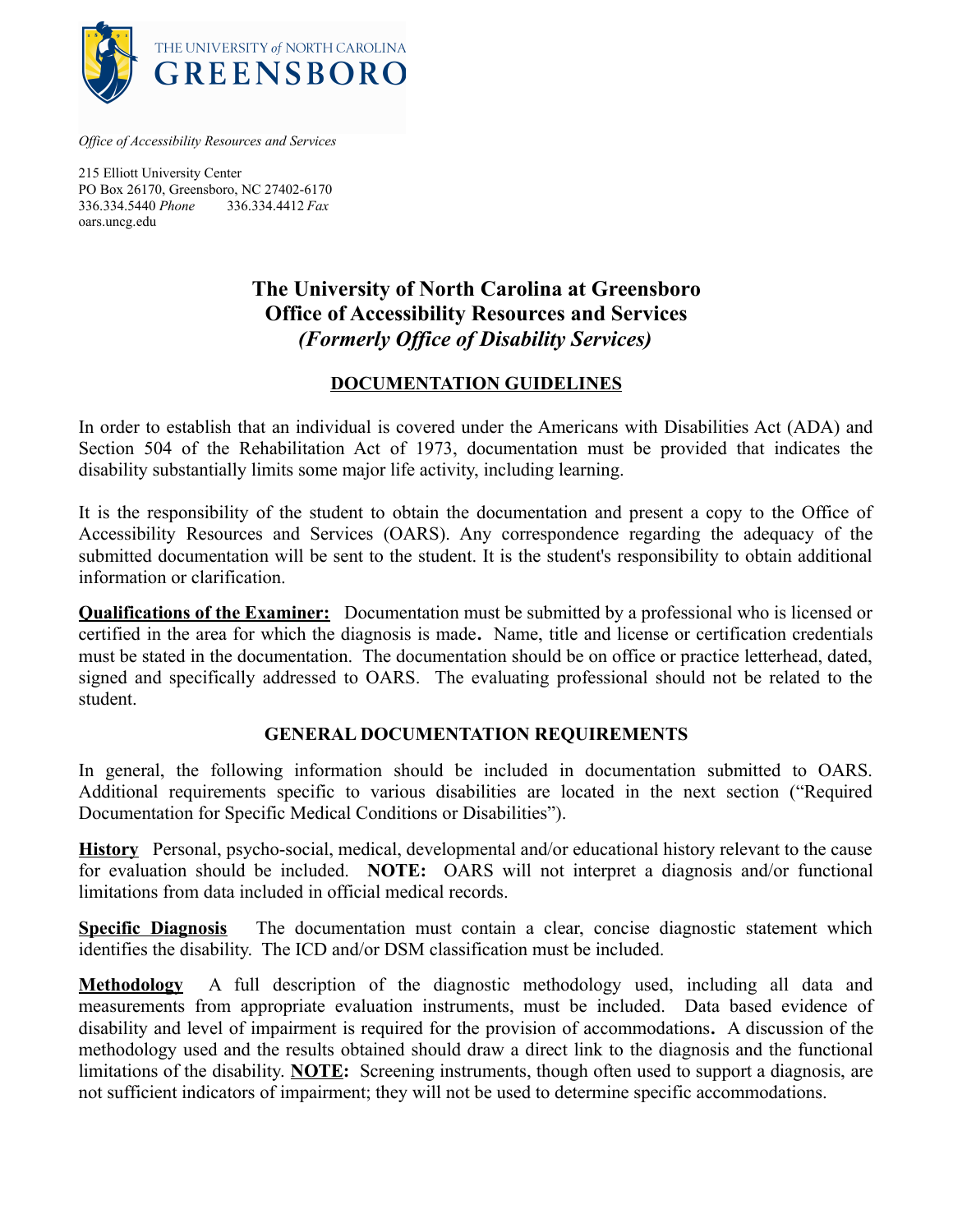THE UNIVERSITY *of* NORTH CAROLINA
GREENSBORO

*Office of Accessibility Resources and Services*

215 Elliott University Center
PO Box 26170, Greensboro, NC 27402-6170
336.334.5440 *Phone* 336.334.4412 *Fax*
oars.uncg.edu

# The University of North Carolina at Greensboro
# Office of Accessibility Resources and Services
# *(Formerly Office of Disability Services)*

## DOCUMENTATION GUIDELINES

In order to establish that an individual is covered under the Americans with Disabilities Act (ADA) and Section 504 of the Rehabilitation Act of 1973, documentation must be provided that indicates the disability substantially limits some major life activity, including learning.

It is the responsibility of the student to obtain the documentation and present a copy to the Office of Accessibility Resources and Services (OARS). Any correspondence regarding the adequacy of the submitted documentation will be sent to the student. It is the student's responsibility to obtain additional information or clarification.

**Qualifications of the Examiner:** Documentation must be submitted by a professional who is licensed or certified in the area for which the diagnosis is made**.** Name, title and license or certification credentials must be stated in the documentation. The documentation should be on office or practice letterhead, dated, signed and specifically addressed to OARS. The evaluating professional should not be related to the student.

## GENERAL DOCUMENTATION REQUIREMENTS

In general, the following information should be included in documentation submitted to OARS. Additional requirements specific to various disabilities are located in the next section ("Required Documentation for Specific Medical Conditions or Disabilities").

**History** Personal, psycho-social, medical, developmental and/or educational history relevant to the cause for evaluation should be included. **NOTE:** OARS will not interpret a diagnosis and/or functional limitations from data included in official medical records.

**Specific Diagnosis** The documentation must contain a clear, concise diagnostic statement which identifies the disability. The ICD and/or DSM classification must be included.

**Methodology** A full description of the diagnostic methodology used, including all data and measurements from appropriate evaluation instruments, must be included. Data based evidence of disability and level of impairment is required for the provision of accommodations**.** A discussion of the methodology used and the results obtained should draw a direct link to the diagnosis and the functional limitations of the disability. **NOTE:** Screening instruments, though often used to support a diagnosis, are not sufficient indicators of impairment; they will not be used to determine specific accommodations.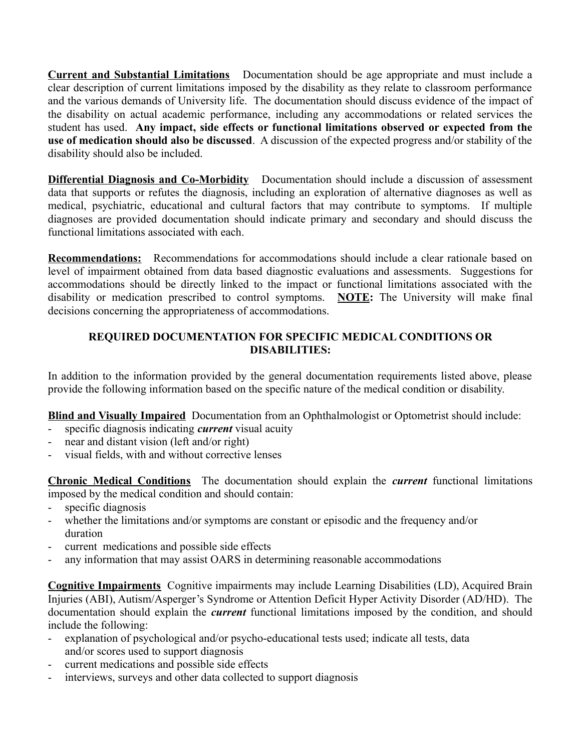**<u>Current and Substantial Limitations</u>** Documentation should be age appropriate and must include a clear description of current limitations imposed by the disability as they relate to classroom performance and the various demands of University life. The documentation should discuss evidence of the impact of the disability on actual academic performance, including any accommodations or related services the student has used. **Any impact, side effects or functional limitations observed or expected from the use of medication should also be discussed**. A discussion of the expected progress and/or stability of the disability should also be included.

**<u>Differential Diagnosis and Co-Morbidity</u>** Documentation should include a discussion of assessment data that supports or refutes the diagnosis, including an exploration of alternative diagnoses as well as medical, psychiatric, educational and cultural factors that may contribute to symptoms. If multiple diagnoses are provided documentation should indicate primary and secondary and should discuss the functional limitations associated with each.

**<u>Recommendations:</u>** Recommendations for accommodations should include a clear rationale based on level of impairment obtained from data based diagnostic evaluations and assessments. Suggestions for accommodations should be directly linked to the impact or functional limitations associated with the disability or medication prescribed to control symptoms. **<u>NOTE</u>:** The University will make final decisions concerning the appropriateness of accommodations.

## REQUIRED DOCUMENTATION FOR SPECIFIC MEDICAL CONDITIONS OR DISABILITIES:

In addition to the information provided by the general documentation requirements listed above, please provide the following information based on the specific nature of the medical condition or disability.

**<u>Blind and Visually Impaired</u>** Documentation from an Ophthalmologist or Optometrist should include:

- specific diagnosis indicating ***current*** visual acuity
- near and distant vision (left and/or right)
- visual fields, with and without corrective lenses

**<u>Chronic Medical Conditions</u>** The documentation should explain the ***current*** functional limitations imposed by the medical condition and should contain:

- specific diagnosis
- whether the limitations and/or symptoms are constant or episodic and the frequency and/or duration
- current medications and possible side effects
- any information that may assist OARS in determining reasonable accommodations

**<u>Cognitive Impairments</u>** Cognitive impairments may include Learning Disabilities (LD), Acquired Brain Injuries (ABI), Autism/Asperger's Syndrome or Attention Deficit Hyper Activity Disorder (AD/HD). The documentation should explain the ***current*** functional limitations imposed by the condition, and should include the following:

- explanation of psychological and/or psycho-educational tests used; indicate all tests, data and/or scores used to support diagnosis
- current medications and possible side effects
- interviews, surveys and other data collected to support diagnosis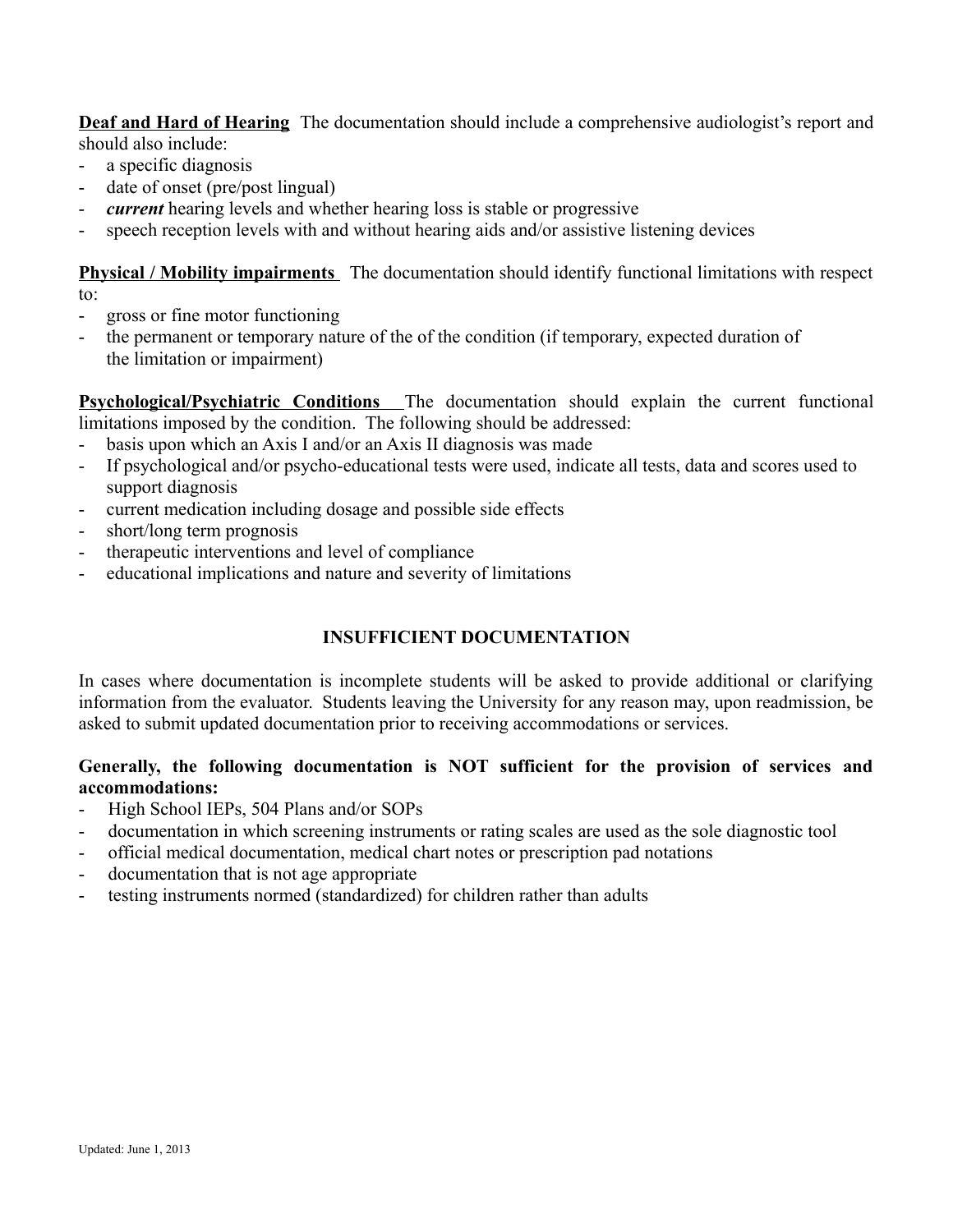**Deaf and Hard of Hearing** The documentation should include a comprehensive audiologist's report and should also include:

- a specific diagnosis
- date of onset (pre/post lingual)
- ***current*** hearing levels and whether hearing loss is stable or progressive
- speech reception levels with and without hearing aids and/or assistive listening devices

**Physical / Mobility impairments** The documentation should identify functional limitations with respect to:

- gross or fine motor functioning
- the permanent or temporary nature of the of the condition (if temporary, expected duration of the limitation or impairment)

**Psychological/Psychiatric Conditions** The documentation should explain the current functional limitations imposed by the condition. The following should be addressed:

- basis upon which an Axis I and/or an Axis II diagnosis was made
- If psychological and/or psycho-educational tests were used, indicate all tests, data and scores used to support diagnosis
- current medication including dosage and possible side effects
- short/long term prognosis
- therapeutic interventions and level of compliance
- educational implications and nature and severity of limitations

## INSUFFICIENT DOCUMENTATION

In cases where documentation is incomplete students will be asked to provide additional or clarifying information from the evaluator. Students leaving the University for any reason may, upon readmission, be asked to submit updated documentation prior to receiving accommodations or services.

**Generally, the following documentation is NOT sufficient for the provision of services and accommodations:**

- High School IEPs, 504 Plans and/or SOPs
- documentation in which screening instruments or rating scales are used as the sole diagnostic tool
- official medical documentation, medical chart notes or prescription pad notations
- documentation that is not age appropriate
- testing instruments normed (standardized) for children rather than adults

Updated: June 1, 2013